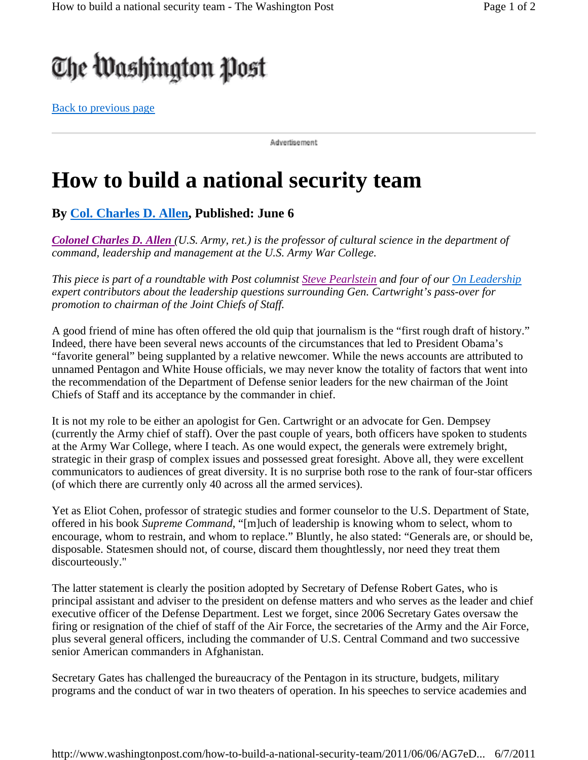The Washington Post

Back to previous page

Advertisement

# How to build a national security team

### By Col. Charles D. Allen, Published: June 6

*Colonel Charles D. Allen (U.S. Army, ret.) is the professor of cultural science in the department of command, leadership and management at the U.S. Army War College.*

*This piece is part of a roundtable with Post columnist Steve Pearlstein and four of our On Leadership expert contributors about the leadership questions surrounding Gen. Cartwright's pass-over for promotion to chairman of the Joint Chiefs of Staff.*

A good friend of mine has often offered the old quip that journalism is the "first rough draft of history." Indeed, there have been several news accounts of the circumstances that led to President Obama's "favorite general" being supplanted by a relative newcomer. While the news accounts are attributed to unnamed Pentagon and White House officials, we may never know the totality of factors that went into the recommendation of the Department of Defense senior leaders for the new chairman of the Joint Chiefs of Staff and its acceptance by the commander in chief.

It is not my role to be either an apologist for Gen. Cartwright or an advocate for Gen. Dempsey (currently the Army chief of staff). Over the past couple of years, both officers have spoken to students at the Army War College, where I teach. As one would expect, the generals were extremely bright, strategic in their grasp of complex issues and possessed great foresight. Above all, they were excellent communicators to audiences of great diversity. It is no surprise both rose to the rank of four-star officers (of which there are currently only 40 across all the armed services).

Yet as Eliot Cohen, professor of strategic studies and former counselor to the U.S. Department of State, offered in his book *Supreme Command*, "[m]uch of leadership is knowing whom to select, whom to encourage, whom to restrain, and whom to replace." Bluntly, he also stated: "Generals are, or should be, disposable. Statesmen should not, of course, discard them thoughtlessly, nor need they treat them discourteously."

The latter statement is clearly the position adopted by Secretary of Defense Robert Gates, who is principal assistant and adviser to the president on defense matters and who serves as the leader and chief executive officer of the Defense Department. Lest we forget, since 2006 Secretary Gates oversaw the firing or resignation of the chief of staff of the Air Force, the secretaries of the Army and the Air Force, plus several general officers, including the commander of U.S. Central Command and two successive senior American commanders in Afghanistan.

Secretary Gates has challenged the bureaucracy of the Pentagon in its structure, budgets, military programs and the conduct of war in two theaters of operation. In his speeches to service academies and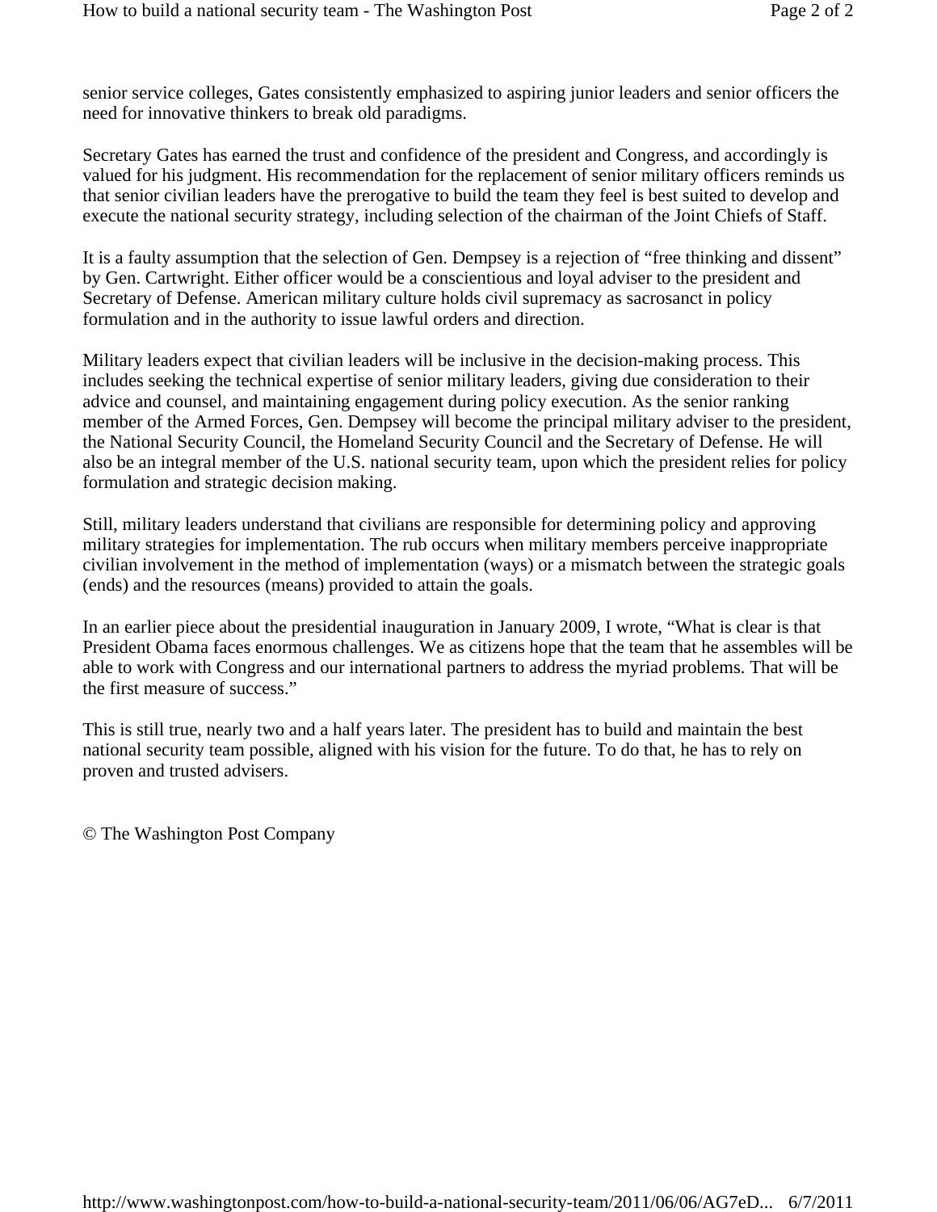senior service colleges, Gates consistently emphasized to aspiring junior leaders and senior officers the need for innovative thinkers to break old paradigms.

Secretary Gates has earned the trust and confidence of the president and Congress, and accordingly is valued for his judgment. His recommendation for the replacement of senior military officers reminds us that senior civilian leaders have the prerogative to build the team they feel is best suited to develop and execute the national security strategy, including selection of the chairman of the Joint Chiefs of Staff.

It is a faulty assumption that the selection of Gen. Dempsey is a rejection of "free thinking and dissent" by Gen. Cartwright. Either officer would be a conscientious and loyal adviser to the president and Secretary of Defense. American military culture holds civil supremacy as sacrosanct in policy formulation and in the authority to issue lawful orders and direction.

Military leaders expect that civilian leaders will be inclusive in the decision-making process. This includes seeking the technical expertise of senior military leaders, giving due consideration to their advice and counsel, and maintaining engagement during policy execution. As the senior ranking member of the Armed Forces, Gen. Dempsey will become the principal military adviser to the president, the National Security Council, the Homeland Security Council and the Secretary of Defense. He will also be an integral member of the U.S. national security team, upon which the president relies for policy formulation and strategic decision making.

Still, military leaders understand that civilians are responsible for determining policy and approving military strategies for implementation. The rub occurs when military members perceive inappropriate civilian involvement in the method of implementation (ways) or a mismatch between the strategic goals (ends) and the resources (means) provided to attain the goals.

In an earlier piece about the presidential inauguration in January 2009, I wrote, "What is clear is that President Obama faces enormous challenges. We as citizens hope that the team that he assembles will be able to work with Congress and our international partners to address the myriad problems. That will be the first measure of success."

This is still true, nearly two and a half years later. The president has to build and maintain the best national security team possible, aligned with his vision for the future. To do that, he has to rely on proven and trusted advisers.

© The Washington Post Company